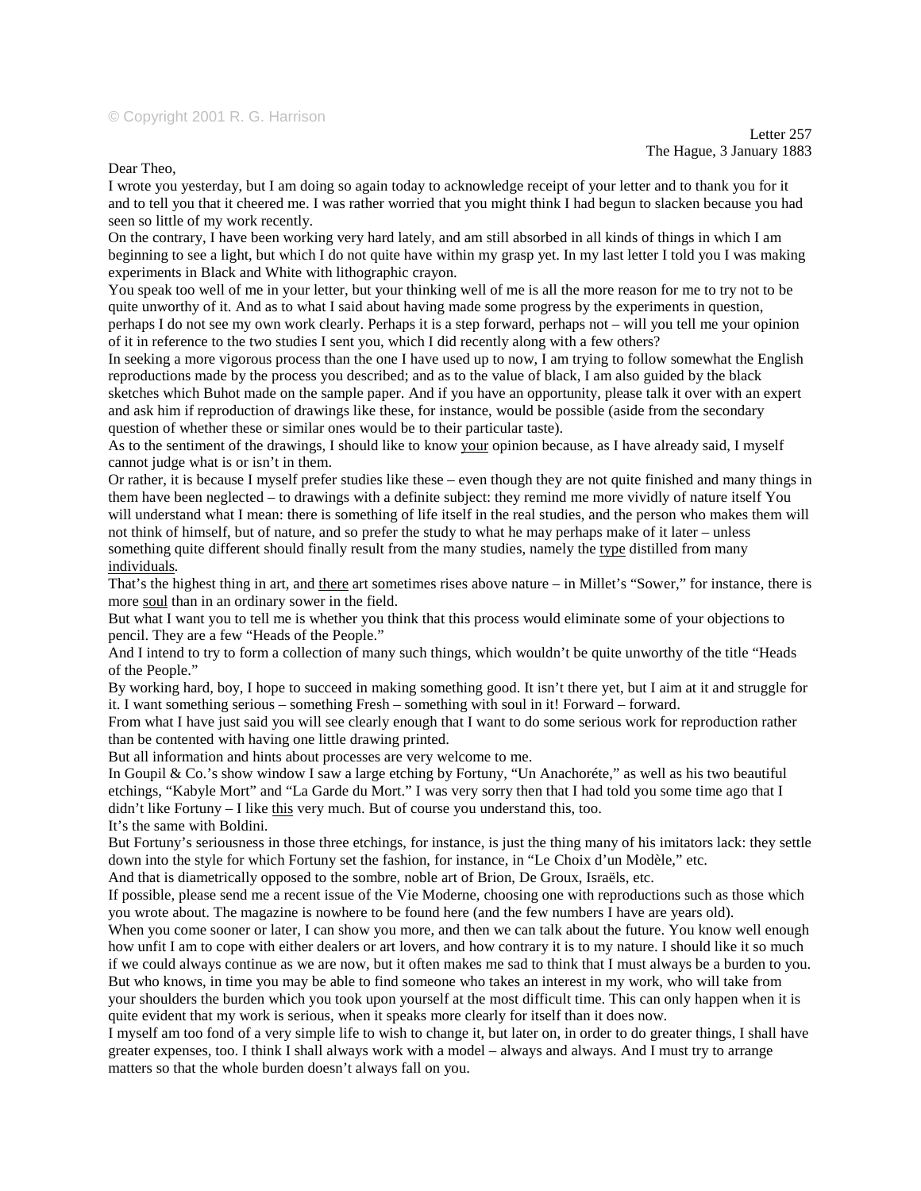© Copyright 2001 R. G. Harrison

Letter 257
The Hague, 3 January 1883

Dear Theo,

I wrote you yesterday, but I am doing so again today to acknowledge receipt of your letter and to thank you for it and to tell you that it cheered me. I was rather worried that you might think I had begun to slacken because you had seen so little of my work recently.

On the contrary, I have been working very hard lately, and am still absorbed in all kinds of things in which I am beginning to see a light, but which I do not quite have within my grasp yet. In my last letter I told you I was making experiments in Black and White with lithographic crayon.

You speak too well of me in your letter, but your thinking well of me is all the more reason for me to try not to be quite unworthy of it. And as to what I said about having made some progress by the experiments in question, perhaps I do not see my own work clearly. Perhaps it is a step forward, perhaps not – will you tell me your opinion of it in reference to the two studies I sent you, which I did recently along with a few others?

In seeking a more vigorous process than the one I have used up to now, I am trying to follow somewhat the English reproductions made by the process you described; and as to the value of black, I am also guided by the black sketches which Buhot made on the sample paper. And if you have an opportunity, please talk it over with an expert and ask him if reproduction of drawings like these, for instance, would be possible (aside from the secondary question of whether these or similar ones would be to their particular taste).

As to the sentiment of the drawings, I should like to know <u>your</u> opinion because, as I have already said, I myself cannot judge what is or isn't in them.

Or rather, it is because I myself prefer studies like these – even though they are not quite finished and many things in them have been neglected – to drawings with a definite subject: they remind me more vividly of nature itself You will understand what I mean: there is something of life itself in the real studies, and the person who makes them will not think of himself, but of nature, and so prefer the study to what he may perhaps make of it later – unless something quite different should finally result from the many studies, namely the <u>type</u> distilled from many <u>individuals</u>.

That's the highest thing in art, and <u>there</u> art sometimes rises above nature – in Millet's "Sower," for instance, there is more <u>soul</u> than in an ordinary sower in the field.

But what I want you to tell me is whether you think that this process would eliminate some of your objections to pencil. They are a few "Heads of the People."

And I intend to try to form a collection of many such things, which wouldn't be quite unworthy of the title "Heads of the People."

By working hard, boy, I hope to succeed in making something good. It isn't there yet, but I aim at it and struggle for it. I want something serious – something Fresh – something with soul in it! Forward – forward.

From what I have just said you will see clearly enough that I want to do some serious work for reproduction rather than be contented with having one little drawing printed.

But all information and hints about processes are very welcome to me.

In Goupil & Co.'s show window I saw a large etching by Fortuny, "Un Anachoréte," as well as his two beautiful etchings, "Kabyle Mort" and "La Garde du Mort." I was very sorry then that I had told you some time ago that I didn't like Fortuny – I like <u>this</u> very much. But of course you understand this, too.

It's the same with Boldini.

But Fortuny's seriousness in those three etchings, for instance, is just the thing many of his imitators lack: they settle down into the style for which Fortuny set the fashion, for instance, in "Le Choix d'un Modèle," etc.

And that is diametrically opposed to the sombre, noble art of Brion, De Groux, Israëls, etc.

If possible, please send me a recent issue of the Vie Moderne, choosing one with reproductions such as those which you wrote about. The magazine is nowhere to be found here (and the few numbers I have are years old).

When you come sooner or later, I can show you more, and then we can talk about the future. You know well enough how unfit I am to cope with either dealers or art lovers, and how contrary it is to my nature. I should like it so much if we could always continue as we are now, but it often makes me sad to think that I must always be a burden to you. But who knows, in time you may be able to find someone who takes an interest in my work, who will take from your shoulders the burden which you took upon yourself at the most difficult time. This can only happen when it is quite evident that my work is serious, when it speaks more clearly for itself than it does now.

I myself am too fond of a very simple life to wish to change it, but later on, in order to do greater things, I shall have greater expenses, too. I think I shall always work with a model – always and always. And I must try to arrange matters so that the whole burden doesn't always fall on you.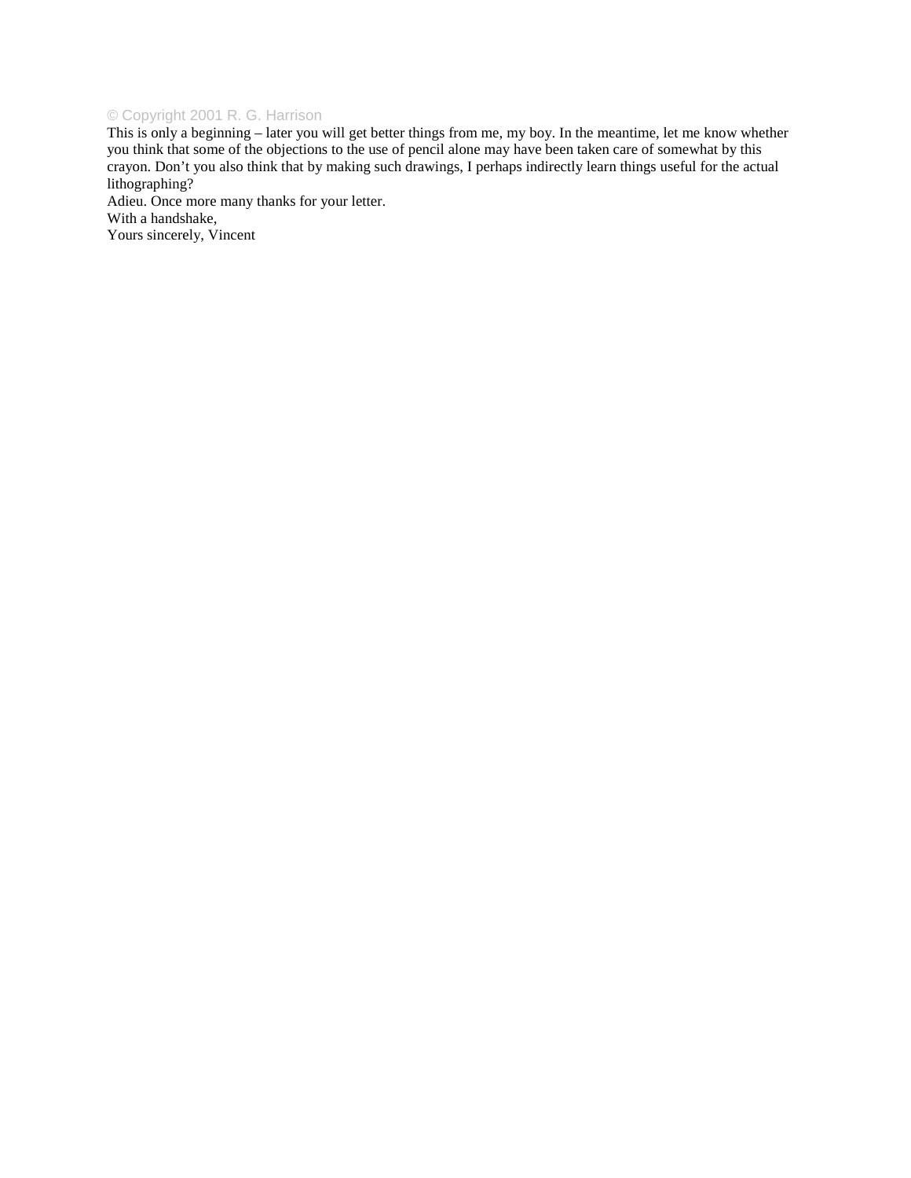© Copyright 2001 R. G. Harrison

This is only a beginning – later you will get better things from me, my boy. In the meantime, let me know whether you think that some of the objections to the use of pencil alone may have been taken care of somewhat by this crayon. Don't you also think that by making such drawings, I perhaps indirectly learn things useful for the actual lithographing?

Adieu. Once more many thanks for your letter.

With a handshake,

Yours sincerely, Vincent